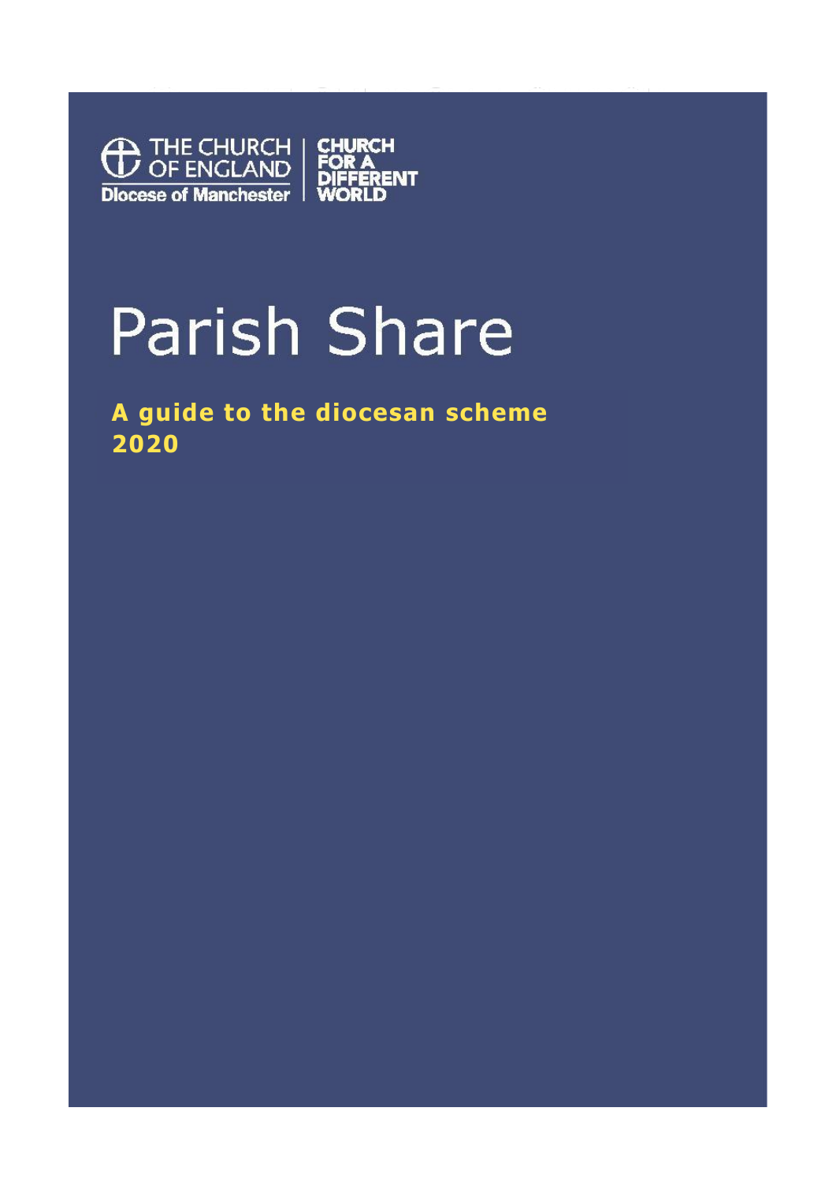THE CHURCH OF ENGLAND
Diocese of Manchester

CHURCH FOR A DIFFERENT WORLD

# Parish Share

**A guide to the diocesan scheme 2020**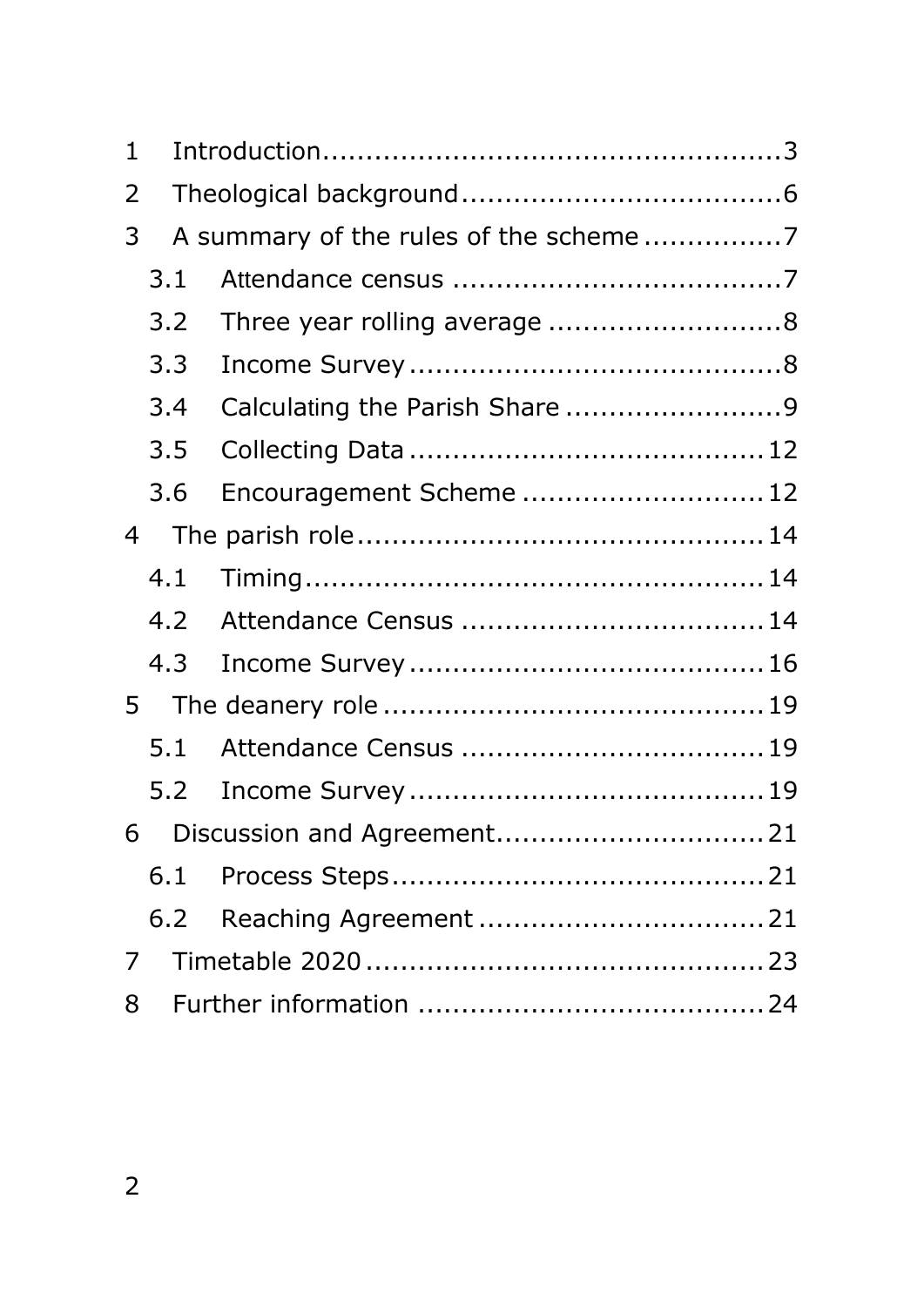1 Introduction ........ 3
2 Theological background ........ 6
3 A summary of the rules of the scheme ........ 7
  3.1 Attendance census ........ 7
  3.2 Three year rolling average ........ 8
  3.3 Income Survey ........ 8
  3.4 Calculating the Parish Share ........ 9
  3.5 Collecting Data ........ 12
  3.6 Encouragement Scheme ........ 12
4 The parish role ........ 14
  4.1 Timing ........ 14
  4.2 Attendance Census ........ 14
  4.3 Income Survey ........ 16
5 The deanery role ........ 19
  5.1 Attendance Census ........ 19
  5.2 Income Survey ........ 19
6 Discussion and Agreement ........ 21
  6.1 Process Steps ........ 21
  6.2 Reaching Agreement ........ 21
7 Timetable 2020 ........ 23
8 Further information ........ 24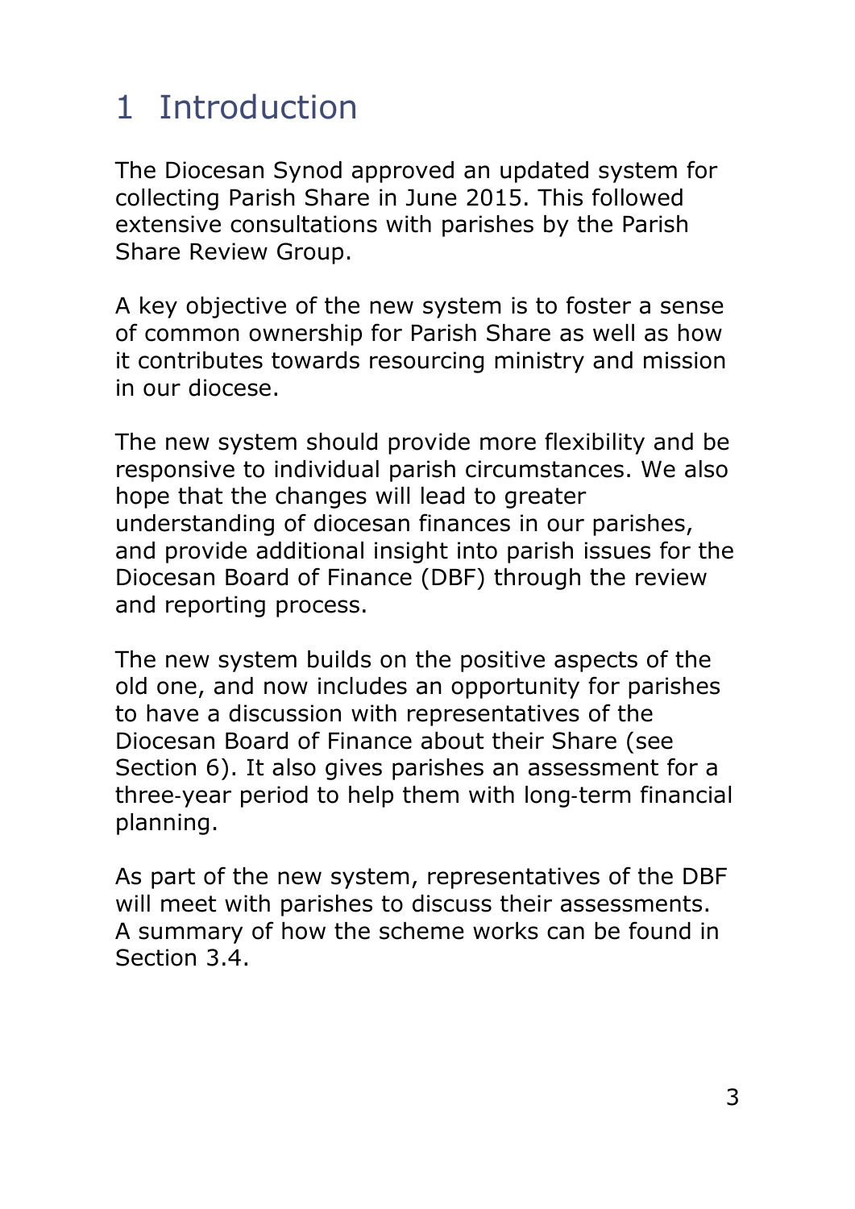# 1 Introduction

The Diocesan Synod approved an updated system for collecting Parish Share in June 2015. This followed extensive consultations with parishes by the Parish Share Review Group.

A key objective of the new system is to foster a sense of common ownership for Parish Share as well as how it contributes towards resourcing ministry and mission in our diocese.

The new system should provide more flexibility and be responsive to individual parish circumstances. We also hope that the changes will lead to greater understanding of diocesan finances in our parishes, and provide additional insight into parish issues for the Diocesan Board of Finance (DBF) through the review and reporting process.

The new system builds on the positive aspects of the old one, and now includes an opportunity for parishes to have a discussion with representatives of the Diocesan Board of Finance about their Share (see Section 6). It also gives parishes an assessment for a three-year period to help them with long-term financial planning.

As part of the new system, representatives of the DBF will meet with parishes to discuss their assessments. A summary of how the scheme works can be found in Section 3.4.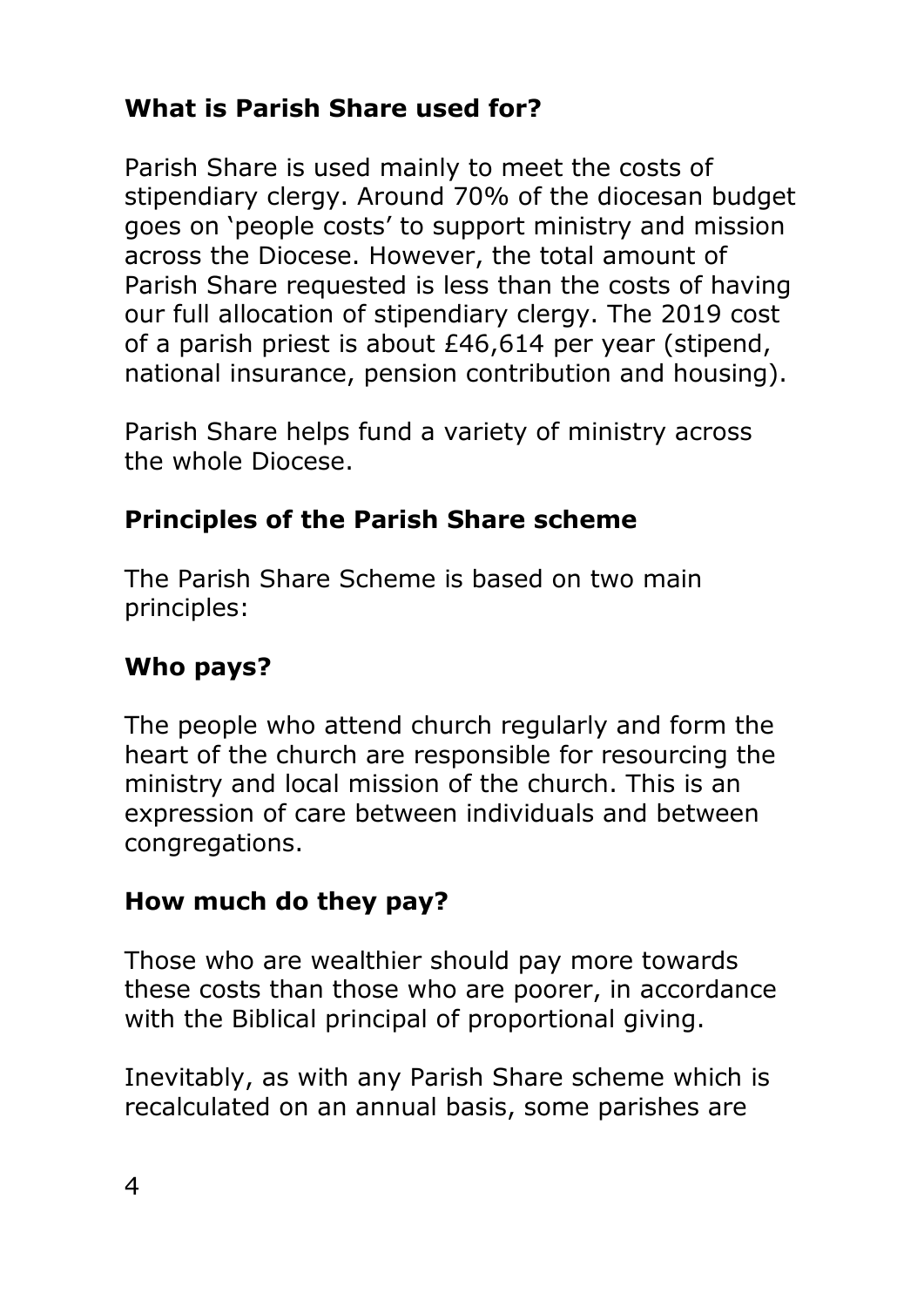## What is Parish Share used for?

Parish Share is used mainly to meet the costs of stipendiary clergy. Around 70% of the diocesan budget goes on 'people costs' to support ministry and mission across the Diocese. However, the total amount of Parish Share requested is less than the costs of having our full allocation of stipendiary clergy. The 2019 cost of a parish priest is about £46,614 per year (stipend, national insurance, pension contribution and housing).

Parish Share helps fund a variety of ministry across the whole Diocese.

## Principles of the Parish Share scheme

The Parish Share Scheme is based on two main principles:

## Who pays?

The people who attend church regularly and form the heart of the church are responsible for resourcing the ministry and local mission of the church. This is an expression of care between individuals and between congregations.

## How much do they pay?

Those who are wealthier should pay more towards these costs than those who are poorer, in accordance with the Biblical principal of proportional giving.

Inevitably, as with any Parish Share scheme which is recalculated on an annual basis, some parishes are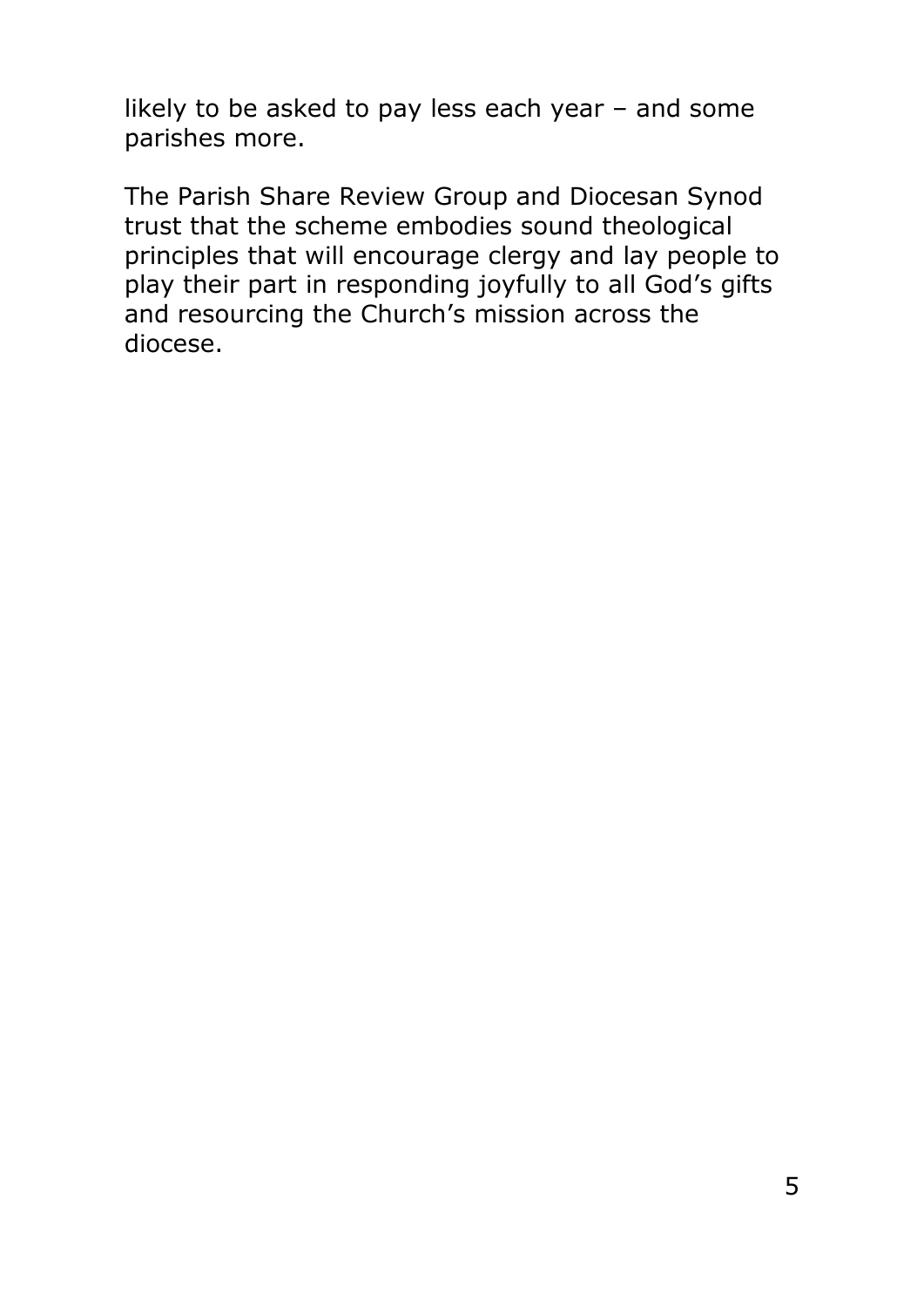likely to be asked to pay less each year – and some parishes more.

The Parish Share Review Group and Diocesan Synod trust that the scheme embodies sound theological principles that will encourage clergy and lay people to play their part in responding joyfully to all God's gifts and resourcing the Church's mission across the diocese.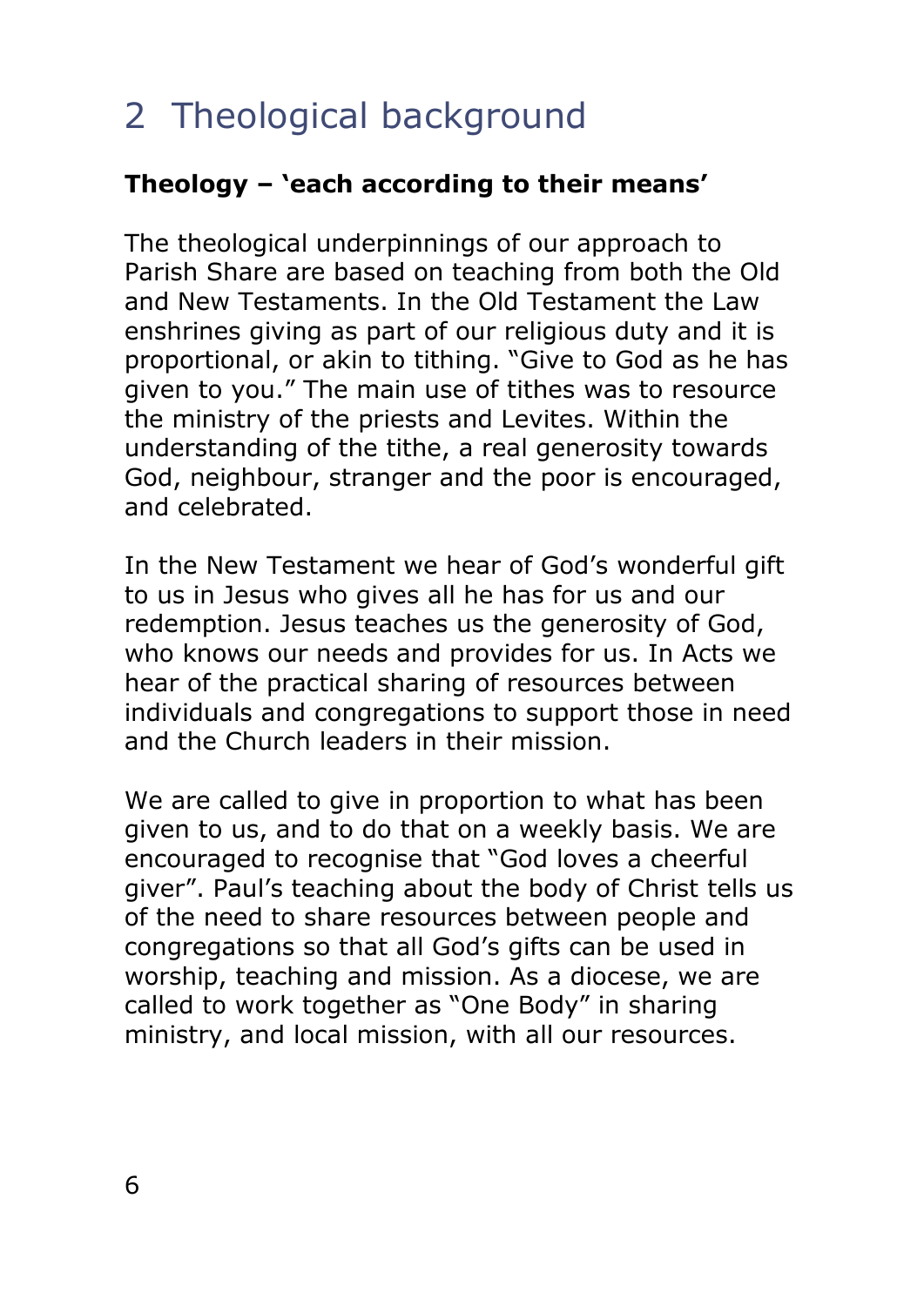# 2 Theological background

**Theology – 'each according to their means'**

The theological underpinnings of our approach to Parish Share are based on teaching from both the Old and New Testaments. In the Old Testament the Law enshrines giving as part of our religious duty and it is proportional, or akin to tithing. "Give to God as he has given to you." The main use of tithes was to resource the ministry of the priests and Levites. Within the understanding of the tithe, a real generosity towards God, neighbour, stranger and the poor is encouraged, and celebrated.

In the New Testament we hear of God's wonderful gift to us in Jesus who gives all he has for us and our redemption. Jesus teaches us the generosity of God, who knows our needs and provides for us. In Acts we hear of the practical sharing of resources between individuals and congregations to support those in need and the Church leaders in their mission.

We are called to give in proportion to what has been given to us, and to do that on a weekly basis. We are encouraged to recognise that "God loves a cheerful giver". Paul's teaching about the body of Christ tells us of the need to share resources between people and congregations so that all God's gifts can be used in worship, teaching and mission. As a diocese, we are called to work together as "One Body" in sharing ministry, and local mission, with all our resources.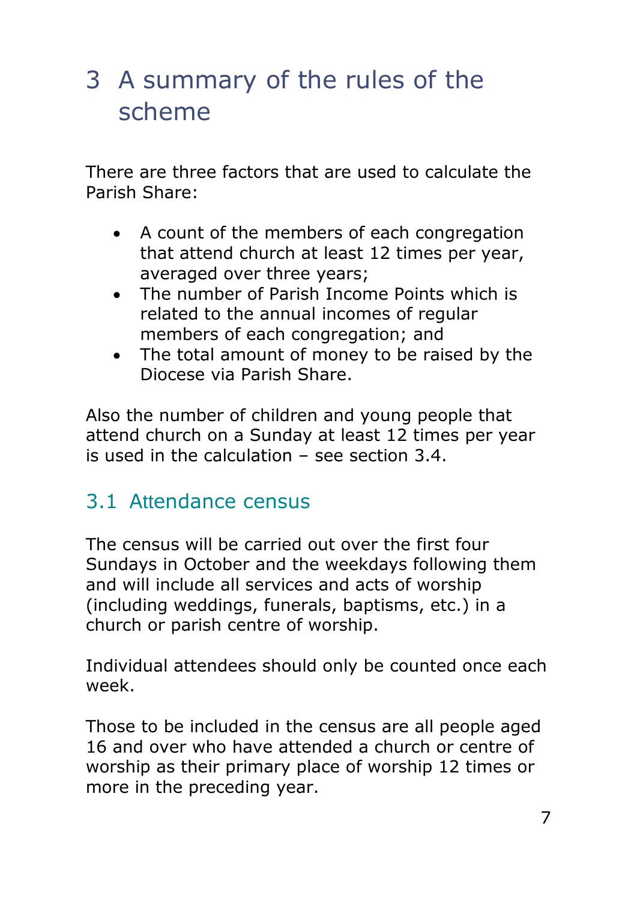# 3 A summary of the rules of the scheme

There are three factors that are used to calculate the Parish Share:

- A count of the members of each congregation that attend church at least 12 times per year, averaged over three years;
- The number of Parish Income Points which is related to the annual incomes of regular members of each congregation; and
- The total amount of money to be raised by the Diocese via Parish Share.

Also the number of children and young people that attend church on a Sunday at least 12 times per year is used in the calculation – see section 3.4.

## 3.1 Attendance census

The census will be carried out over the first four Sundays in October and the weekdays following them and will include all services and acts of worship (including weddings, funerals, baptisms, etc.) in a church or parish centre of worship.

Individual attendees should only be counted once each week.

Those to be included in the census are all people aged 16 and over who have attended a church or centre of worship as their primary place of worship 12 times or more in the preceding year.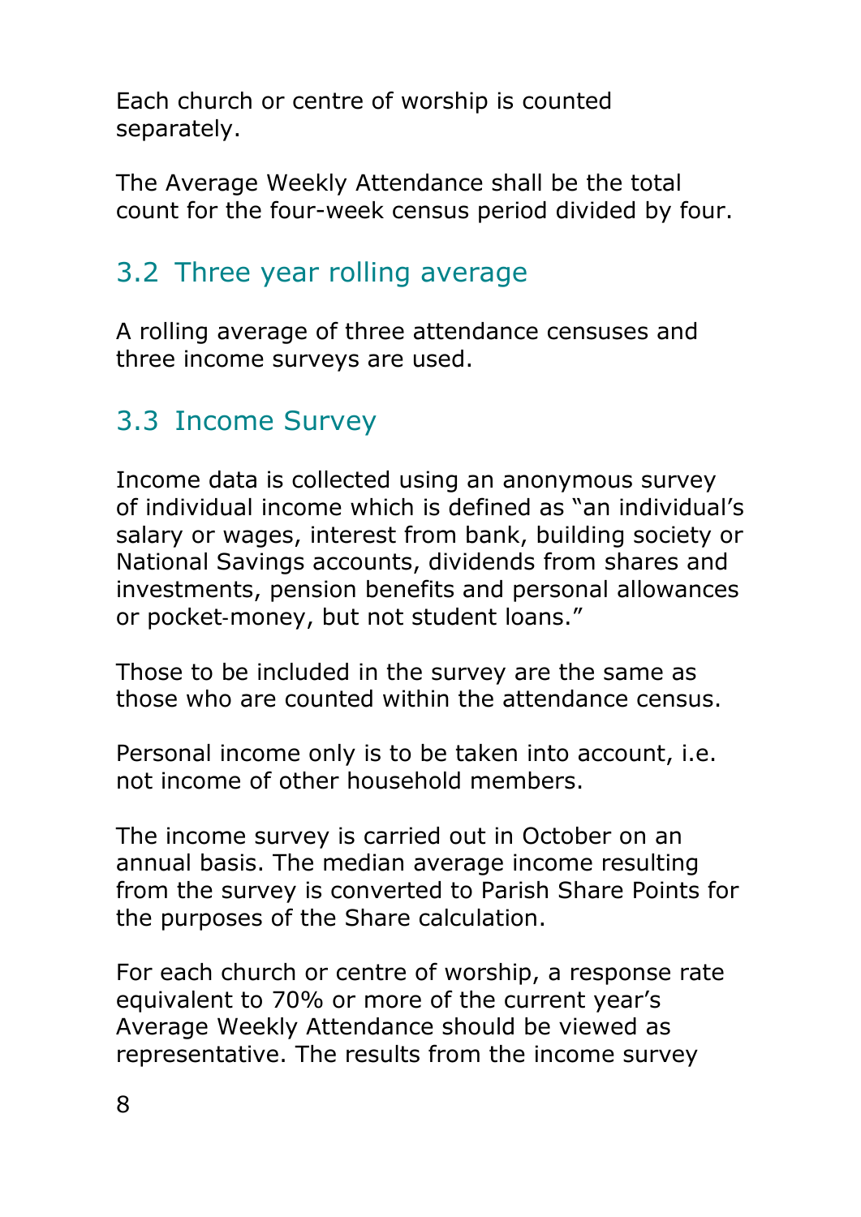Each church or centre of worship is counted separately.

The Average Weekly Attendance shall be the total count for the four-week census period divided by four.

## 3.2 Three year rolling average

A rolling average of three attendance censuses and three income surveys are used.

## 3.3 Income Survey

Income data is collected using an anonymous survey of individual income which is defined as "an individual's salary or wages, interest from bank, building society or National Savings accounts, dividends from shares and investments, pension benefits and personal allowances or pocket-money, but not student loans."

Those to be included in the survey are the same as those who are counted within the attendance census.

Personal income only is to be taken into account, i.e. not income of other household members.

The income survey is carried out in October on an annual basis. The median average income resulting from the survey is converted to Parish Share Points for the purposes of the Share calculation.

For each church or centre of worship, a response rate equivalent to 70% or more of the current year's Average Weekly Attendance should be viewed as representative. The results from the income survey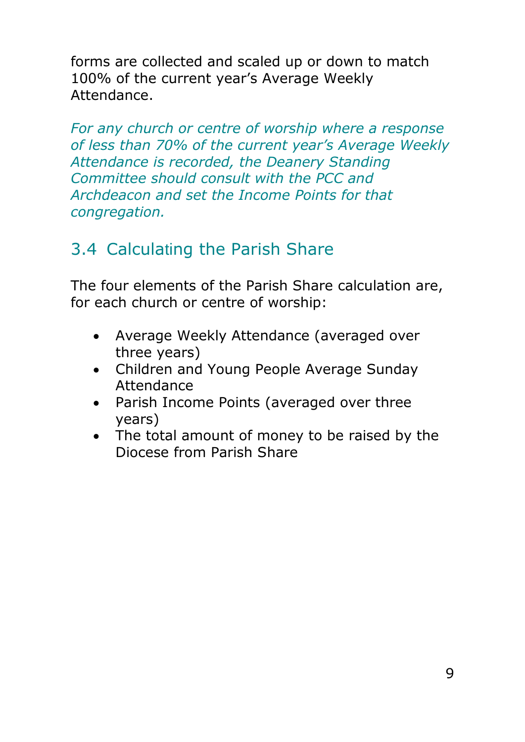forms are collected and scaled up or down to match 100% of the current year's Average Weekly Attendance.

*For any church or centre of worship where a response of less than 70% of the current year's Average Weekly Attendance is recorded, the Deanery Standing Committee should consult with the PCC and Archdeacon and set the Income Points for that congregation.*

## 3.4 Calculating the Parish Share

The four elements of the Parish Share calculation are, for each church or centre of worship:

- Average Weekly Attendance (averaged over three years)
- Children and Young People Average Sunday Attendance
- Parish Income Points (averaged over three years)
- The total amount of money to be raised by the Diocese from Parish Share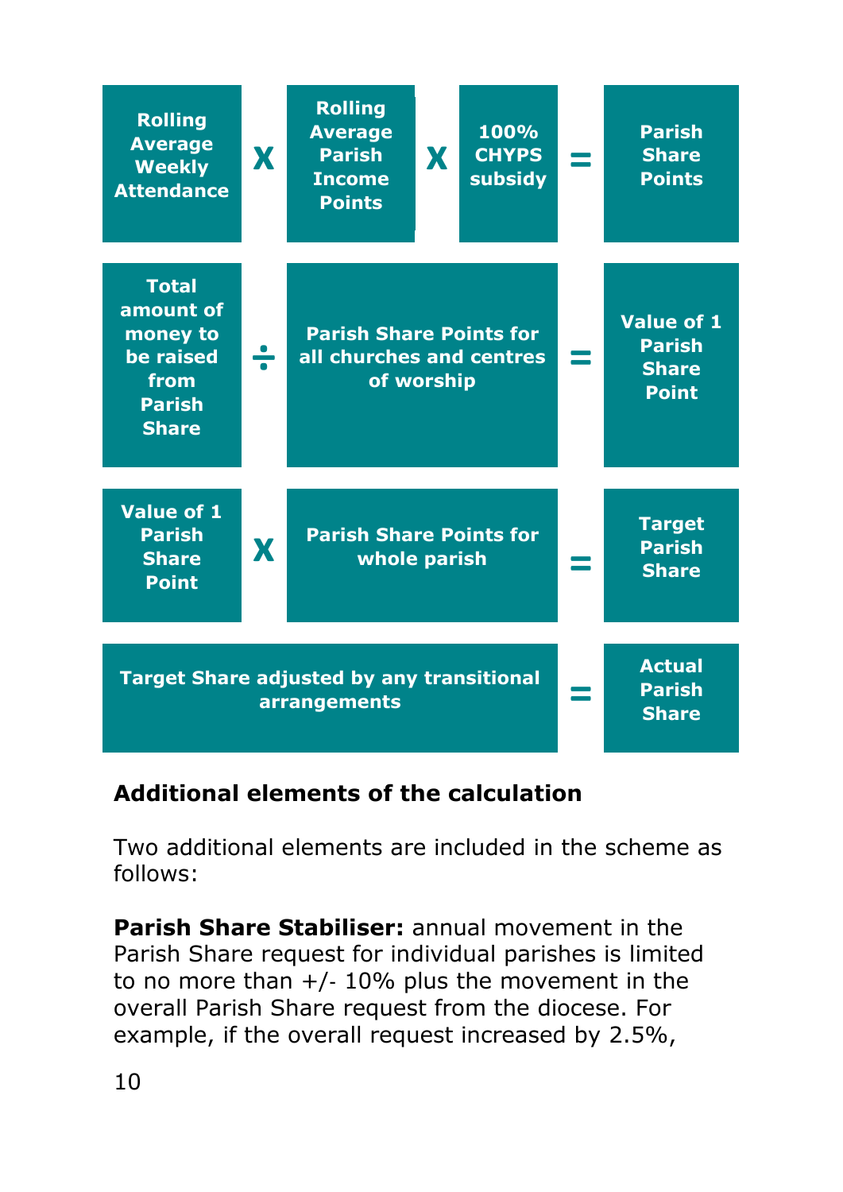| | | | | | | |
|---|---|---|---|---|---|---|
| **Rolling Average Weekly Attendance** | **X** | **Rolling Average Parish Income Points** | **X** | **100% CHYPS subsidy** | **=** | **Parish Share Points** |
| **Total amount of money to be raised from Parish Share** | **÷** | **Parish Share Points for all churches and centres of worship** | | | **=** | **Value of 1 Parish Share Point** |
| **Value of 1 Parish Share Point** | **X** | **Parish Share Points for whole parish** | | | **=** | **Target Parish Share** |
| **Target Share adjusted by any transitional arrangements** | | | | | **=** | **Actual Parish Share** |

**Additional elements of the calculation**

Two additional elements are included in the scheme as follows:

**Parish Share Stabiliser:** annual movement in the Parish Share request for individual parishes is limited to no more than +/- 10% plus the movement in the overall Parish Share request from the diocese. For example, if the overall request increased by 2.5%,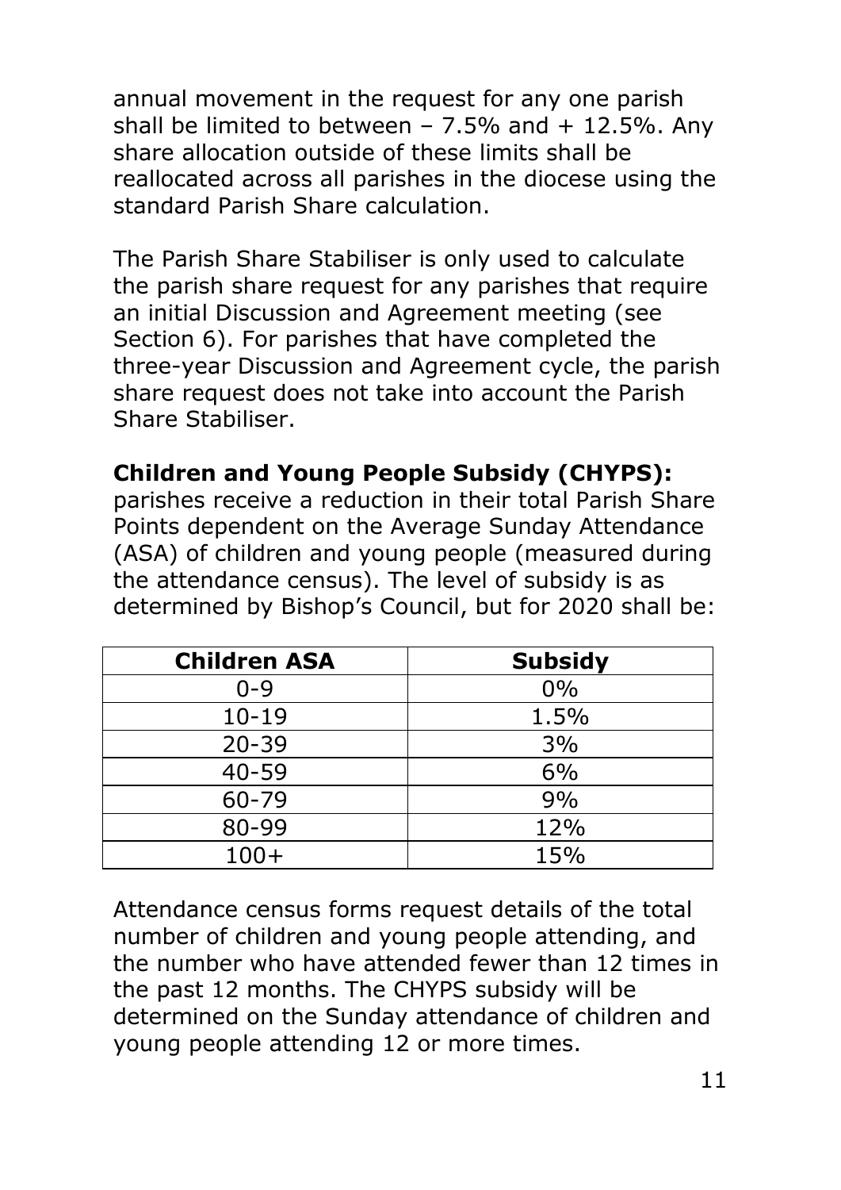annual movement in the request for any one parish shall be limited to between – 7.5% and + 12.5%. Any share allocation outside of these limits shall be reallocated across all parishes in the diocese using the standard Parish Share calculation.

The Parish Share Stabiliser is only used to calculate the parish share request for any parishes that require an initial Discussion and Agreement meeting (see Section 6). For parishes that have completed the three-year Discussion and Agreement cycle, the parish share request does not take into account the Parish Share Stabiliser.

**Children and Young People Subsidy (CHYPS):** parishes receive a reduction in their total Parish Share Points dependent on the Average Sunday Attendance (ASA) of children and young people (measured during the attendance census). The level of subsidy is as determined by Bishop's Council, but for 2020 shall be:

| Children ASA | Subsidy |
|---|---|
| 0-9 | 0% |
| 10-19 | 1.5% |
| 20-39 | 3% |
| 40-59 | 6% |
| 60-79 | 9% |
| 80-99 | 12% |
| 100+ | 15% |

Attendance census forms request details of the total number of children and young people attending, and the number who have attended fewer than 12 times in the past 12 months. The CHYPS subsidy will be determined on the Sunday attendance of children and young people attending 12 or more times.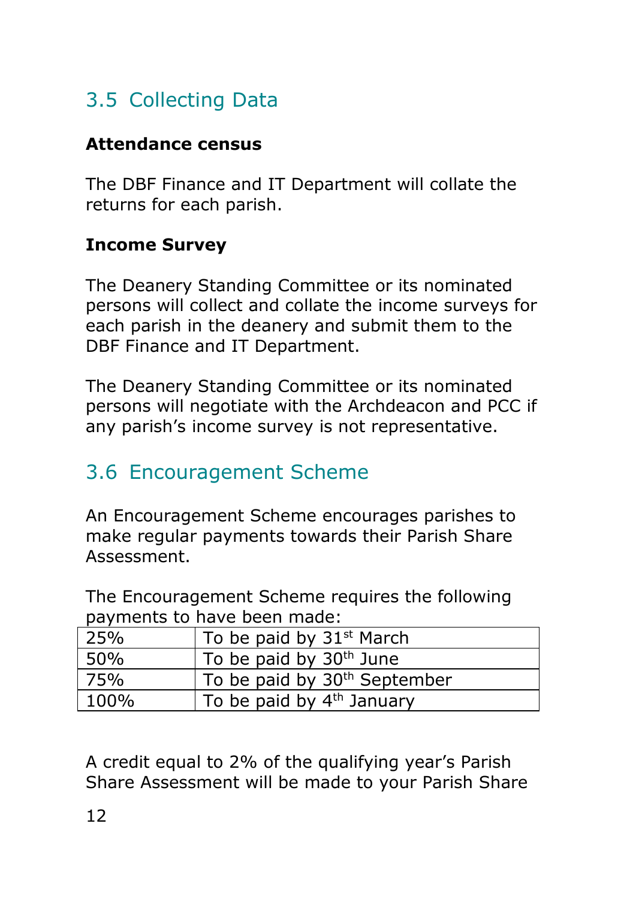## 3.5 Collecting Data

**Attendance census**

The DBF Finance and IT Department will collate the returns for each parish.

**Income Survey**

The Deanery Standing Committee or its nominated persons will collect and collate the income surveys for each parish in the deanery and submit them to the DBF Finance and IT Department.

The Deanery Standing Committee or its nominated persons will negotiate with the Archdeacon and PCC if any parish's income survey is not representative.

## 3.6 Encouragement Scheme

An Encouragement Scheme encourages parishes to make regular payments towards their Parish Share Assessment.

The Encouragement Scheme requires the following payments to have been made:

| | |
|---|---|
| 25% | To be paid by 31st March |
| 50% | To be paid by 30th June |
| 75% | To be paid by 30th September |
| 100% | To be paid by 4th January |

A credit equal to 2% of the qualifying year's Parish Share Assessment will be made to your Parish Share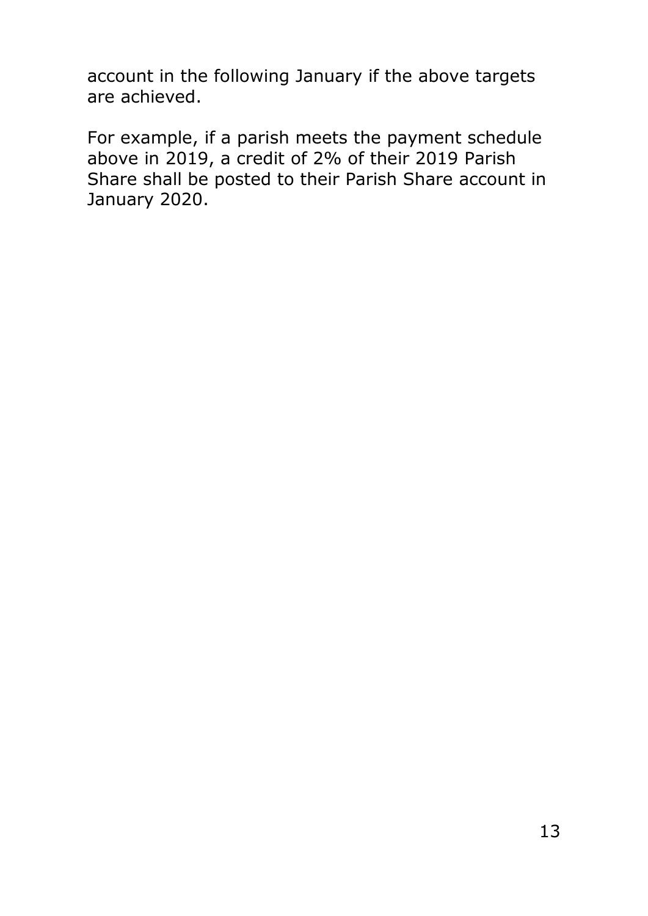account in the following January if the above targets are achieved.

For example, if a parish meets the payment schedule above in 2019, a credit of 2% of their 2019 Parish Share shall be posted to their Parish Share account in January 2020.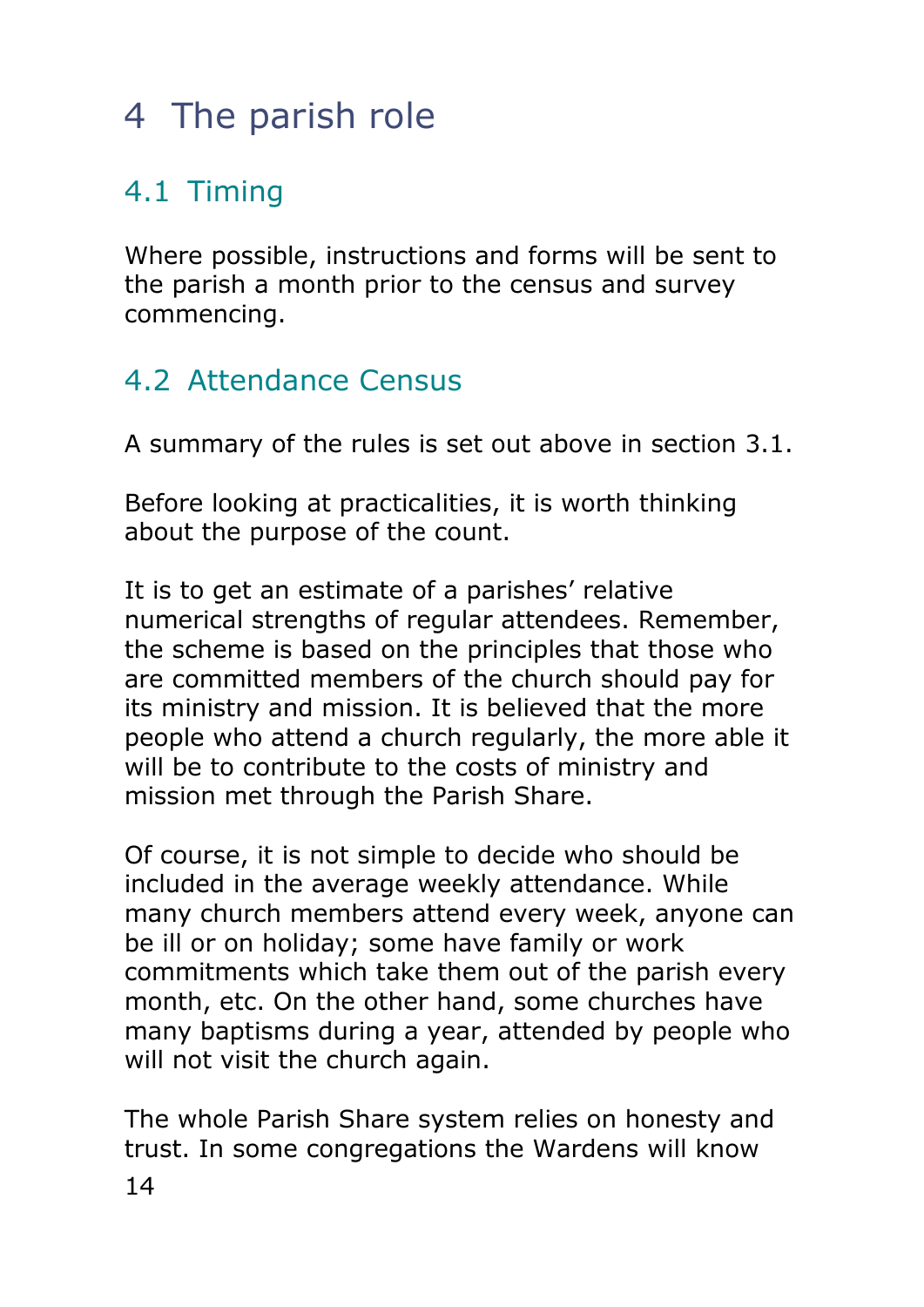# 4 The parish role

## 4.1 Timing

Where possible, instructions and forms will be sent to the parish a month prior to the census and survey commencing.

## 4.2 Attendance Census

A summary of the rules is set out above in section 3.1.

Before looking at practicalities, it is worth thinking about the purpose of the count.

It is to get an estimate of a parishes' relative numerical strengths of regular attendees. Remember, the scheme is based on the principles that those who are committed members of the church should pay for its ministry and mission. It is believed that the more people who attend a church regularly, the more able it will be to contribute to the costs of ministry and mission met through the Parish Share.

Of course, it is not simple to decide who should be included in the average weekly attendance. While many church members attend every week, anyone can be ill or on holiday; some have family or work commitments which take them out of the parish every month, etc. On the other hand, some churches have many baptisms during a year, attended by people who will not visit the church again.

The whole Parish Share system relies on honesty and trust. In some congregations the Wardens will know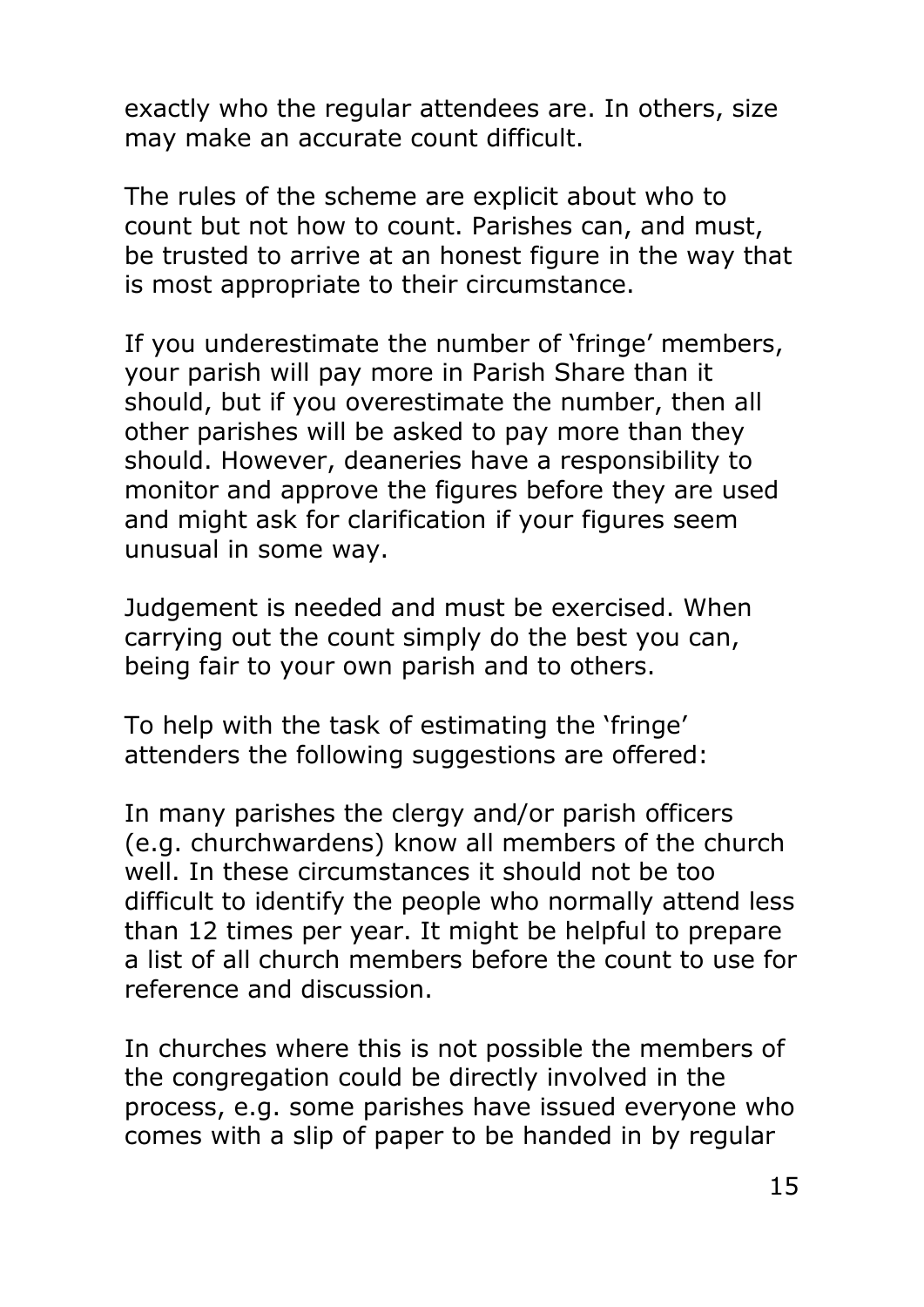exactly who the regular attendees are. In others, size may make an accurate count difficult.

The rules of the scheme are explicit about who to count but not how to count. Parishes can, and must, be trusted to arrive at an honest figure in the way that is most appropriate to their circumstance.

If you underestimate the number of 'fringe' members, your parish will pay more in Parish Share than it should, but if you overestimate the number, then all other parishes will be asked to pay more than they should. However, deaneries have a responsibility to monitor and approve the figures before they are used and might ask for clarification if your figures seem unusual in some way.

Judgement is needed and must be exercised. When carrying out the count simply do the best you can, being fair to your own parish and to others.

To help with the task of estimating the 'fringe' attenders the following suggestions are offered:

In many parishes the clergy and/or parish officers (e.g. churchwardens) know all members of the church well. In these circumstances it should not be too difficult to identify the people who normally attend less than 12 times per year. It might be helpful to prepare a list of all church members before the count to use for reference and discussion.

In churches where this is not possible the members of the congregation could be directly involved in the process, e.g. some parishes have issued everyone who comes with a slip of paper to be handed in by regular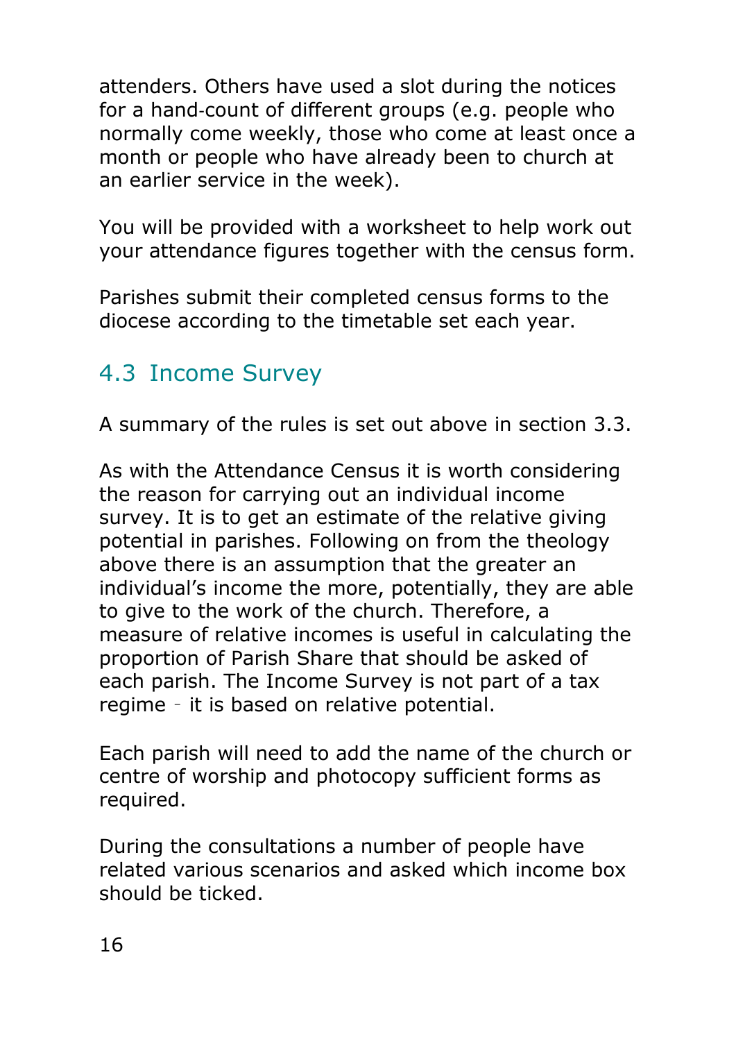attenders. Others have used a slot during the notices for a hand-count of different groups (e.g. people who normally come weekly, those who come at least once a month or people who have already been to church at an earlier service in the week).

You will be provided with a worksheet to help work out your attendance figures together with the census form.

Parishes submit their completed census forms to the diocese according to the timetable set each year.

## 4.3 Income Survey

A summary of the rules is set out above in section 3.3.

As with the Attendance Census it is worth considering the reason for carrying out an individual income survey. It is to get an estimate of the relative giving potential in parishes. Following on from the theology above there is an assumption that the greater an individual's income the more, potentially, they are able to give to the work of the church. Therefore, a measure of relative incomes is useful in calculating the proportion of Parish Share that should be asked of each parish. The Income Survey is not part of a tax regime - it is based on relative potential.

Each parish will need to add the name of the church or centre of worship and photocopy sufficient forms as required.

During the consultations a number of people have related various scenarios and asked which income box should be ticked.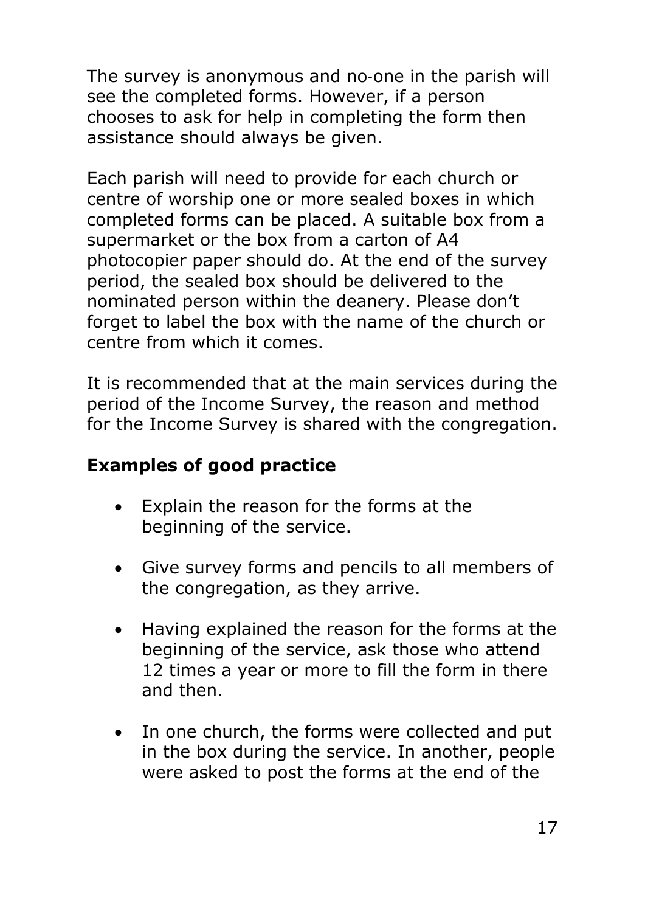The survey is anonymous and no-one in the parish will see the completed forms. However, if a person chooses to ask for help in completing the form then assistance should always be given.

Each parish will need to provide for each church or centre of worship one or more sealed boxes in which completed forms can be placed. A suitable box from a supermarket or the box from a carton of A4 photocopier paper should do. At the end of the survey period, the sealed box should be delivered to the nominated person within the deanery. Please don't forget to label the box with the name of the church or centre from which it comes.

It is recommended that at the main services during the period of the Income Survey, the reason and method for the Income Survey is shared with the congregation.

**Examples of good practice**

- Explain the reason for the forms at the beginning of the service.
- Give survey forms and pencils to all members of the congregation, as they arrive.
- Having explained the reason for the forms at the beginning of the service, ask those who attend 12 times a year or more to fill the form in there and then.
- In one church, the forms were collected and put in the box during the service. In another, people were asked to post the forms at the end of the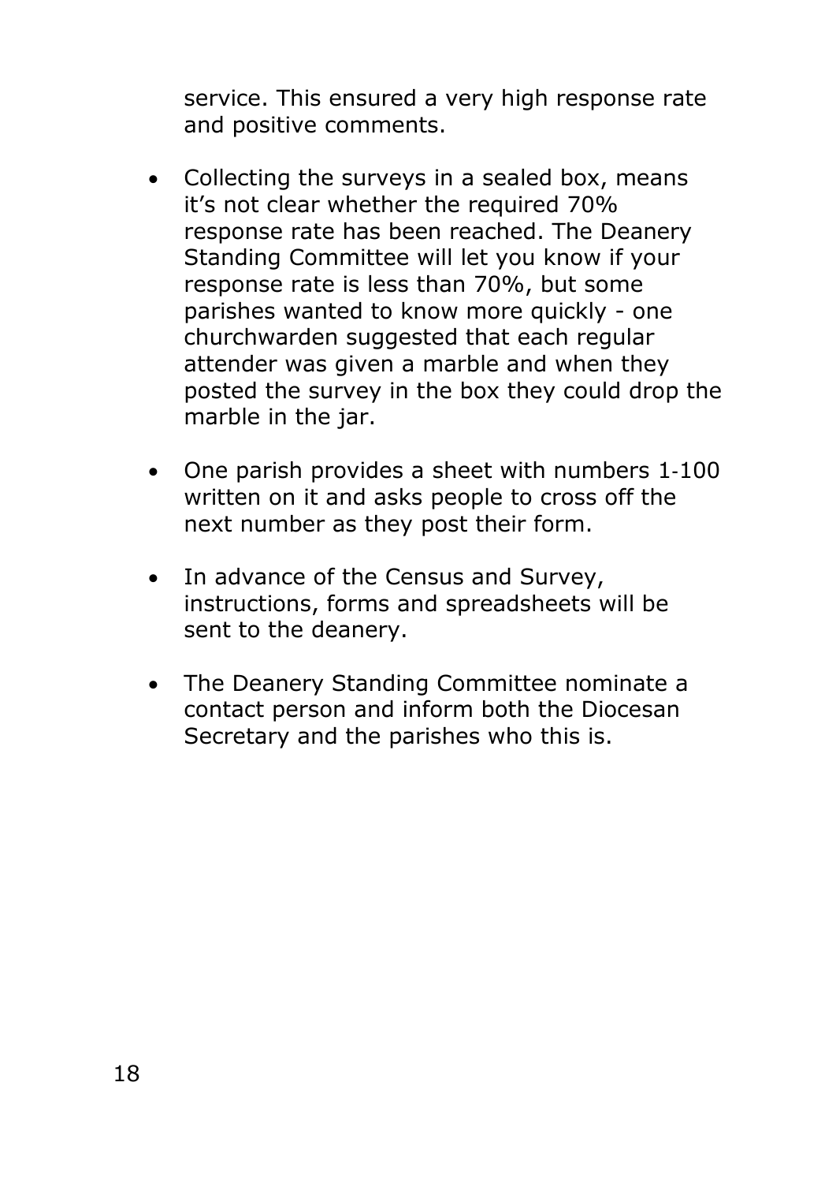service. This ensured a very high response rate and positive comments.

- Collecting the surveys in a sealed box, means it's not clear whether the required 70% response rate has been reached. The Deanery Standing Committee will let you know if your response rate is less than 70%, but some parishes wanted to know more quickly - one churchwarden suggested that each regular attender was given a marble and when they posted the survey in the box they could drop the marble in the jar.

- One parish provides a sheet with numbers 1-100 written on it and asks people to cross off the next number as they post their form.

- In advance of the Census and Survey, instructions, forms and spreadsheets will be sent to the deanery.

- The Deanery Standing Committee nominate a contact person and inform both the Diocesan Secretary and the parishes who this is.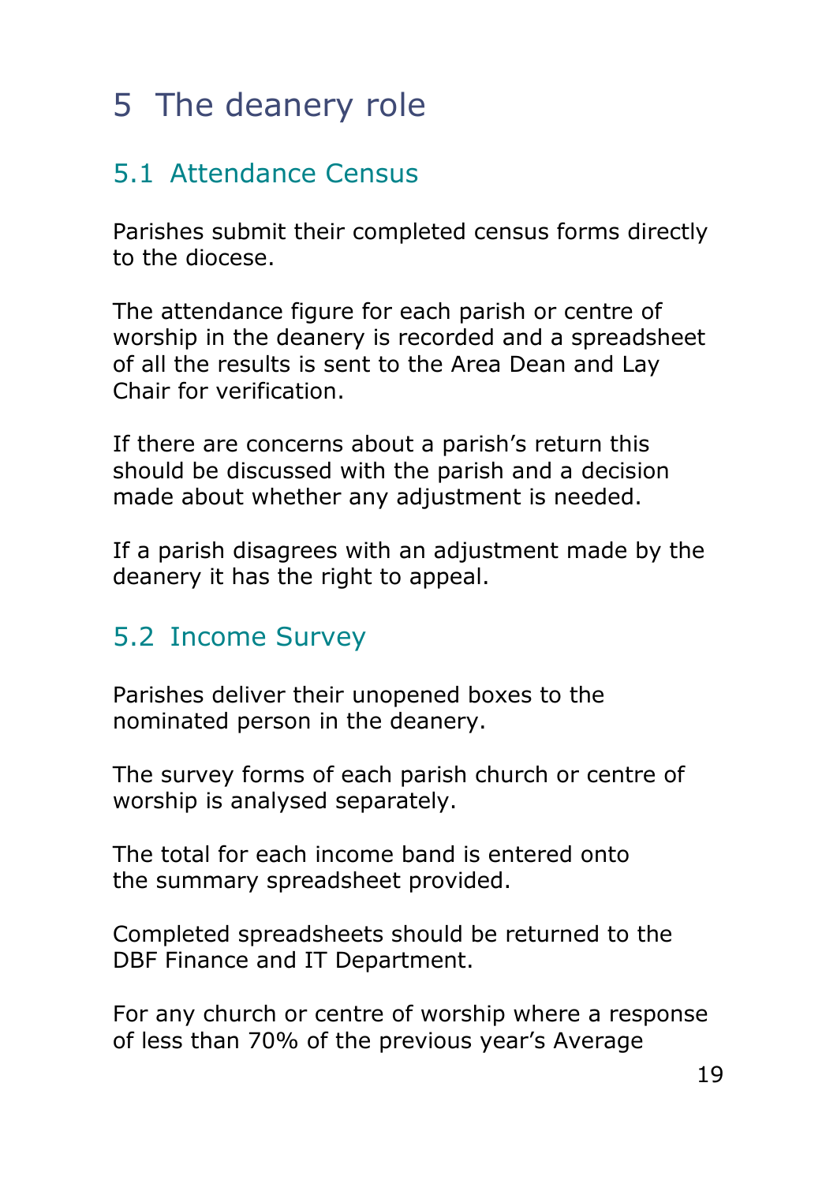# 5 The deanery role

## 5.1 Attendance Census

Parishes submit their completed census forms directly to the diocese.

The attendance figure for each parish or centre of worship in the deanery is recorded and a spreadsheet of all the results is sent to the Area Dean and Lay Chair for verification.

If there are concerns about a parish's return this should be discussed with the parish and a decision made about whether any adjustment is needed.

If a parish disagrees with an adjustment made by the deanery it has the right to appeal.

## 5.2 Income Survey

Parishes deliver their unopened boxes to the nominated person in the deanery.

The survey forms of each parish church or centre of worship is analysed separately.

The total for each income band is entered onto the summary spreadsheet provided.

Completed spreadsheets should be returned to the DBF Finance and IT Department.

For any church or centre of worship where a response of less than 70% of the previous year's Average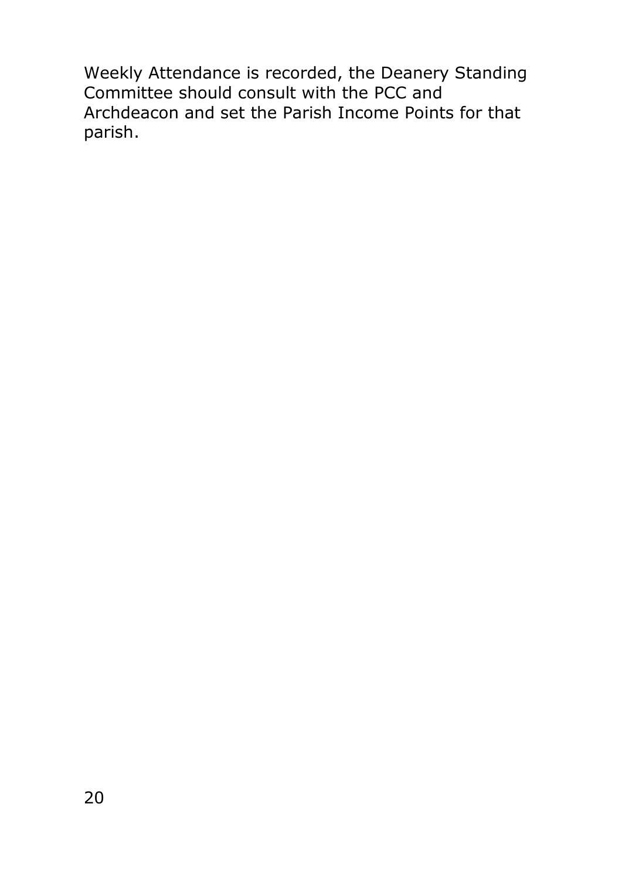Weekly Attendance is recorded, the Deanery Standing Committee should consult with the PCC and Archdeacon and set the Parish Income Points for that parish.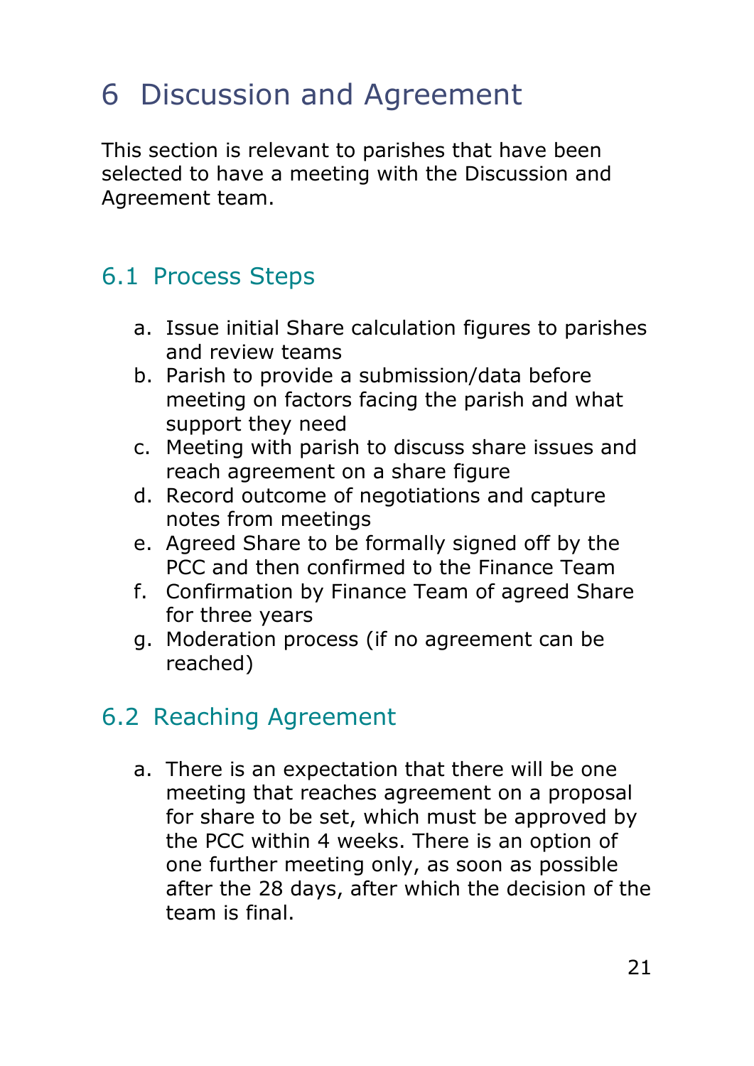# 6 Discussion and Agreement

This section is relevant to parishes that have been selected to have a meeting with the Discussion and Agreement team.

## 6.1 Process Steps

a. Issue initial Share calculation figures to parishes and review teams
b. Parish to provide a submission/data before meeting on factors facing the parish and what support they need
c. Meeting with parish to discuss share issues and reach agreement on a share figure
d. Record outcome of negotiations and capture notes from meetings
e. Agreed Share to be formally signed off by the PCC and then confirmed to the Finance Team
f. Confirmation by Finance Team of agreed Share for three years
g. Moderation process (if no agreement can be reached)

## 6.2 Reaching Agreement

a. There is an expectation that there will be one meeting that reaches agreement on a proposal for share to be set, which must be approved by the PCC within 4 weeks. There is an option of one further meeting only, as soon as possible after the 28 days, after which the decision of the team is final.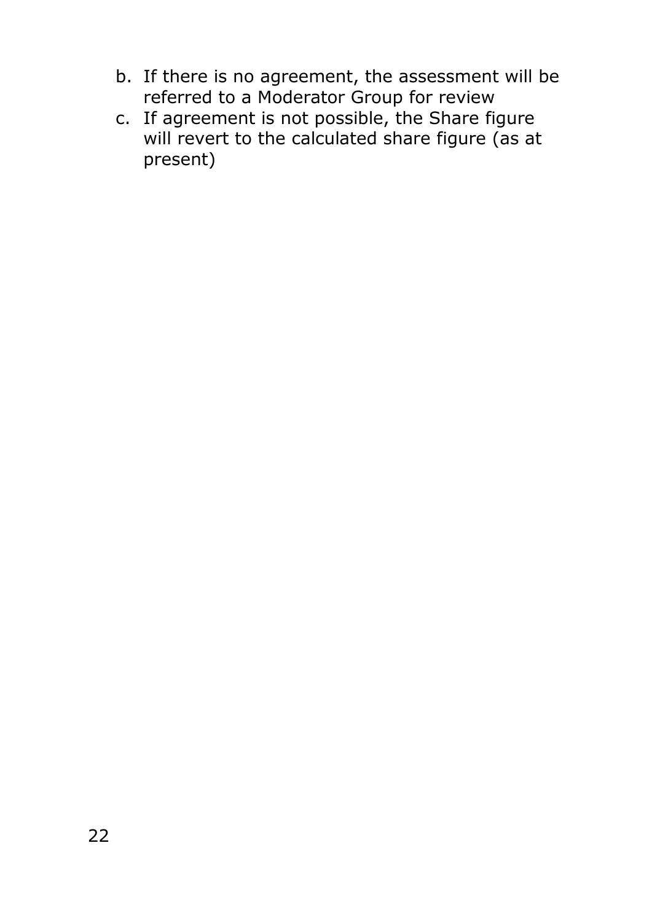b. If there is no agreement, the assessment will be referred to a Moderator Group for review
c. If agreement is not possible, the Share figure will revert to the calculated share figure (as at present)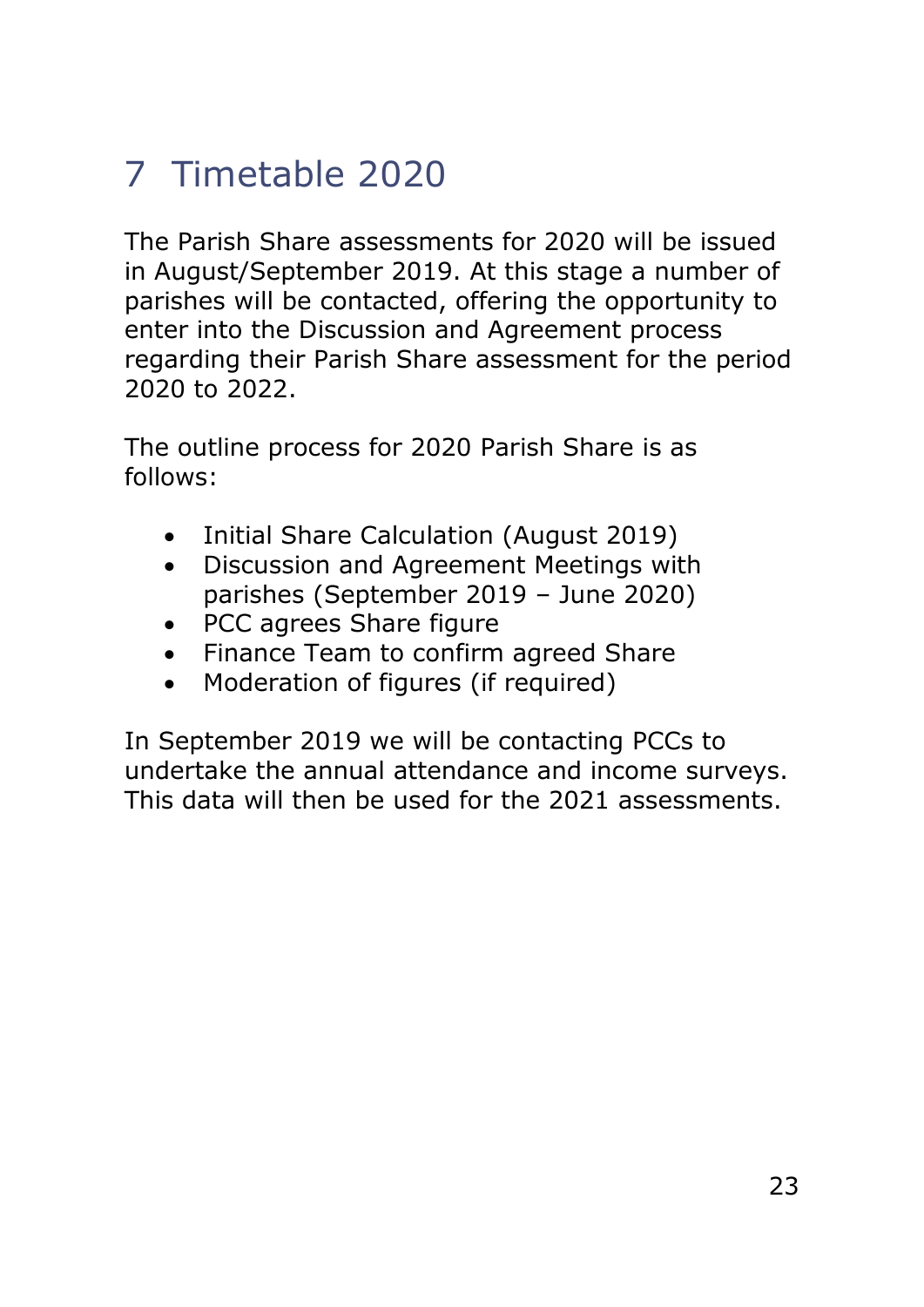# 7 Timetable 2020

The Parish Share assessments for 2020 will be issued in August/September 2019. At this stage a number of parishes will be contacted, offering the opportunity to enter into the Discussion and Agreement process regarding their Parish Share assessment for the period 2020 to 2022.

The outline process for 2020 Parish Share is as follows:

- Initial Share Calculation (August 2019)
- Discussion and Agreement Meetings with parishes (September 2019 – June 2020)
- PCC agrees Share figure
- Finance Team to confirm agreed Share
- Moderation of figures (if required)

In September 2019 we will be contacting PCCs to undertake the annual attendance and income surveys. This data will then be used for the 2021 assessments.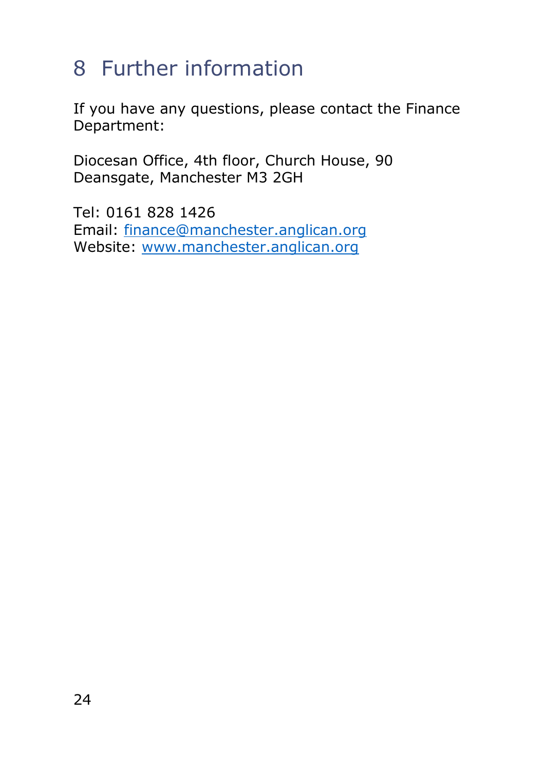# 8 Further information

If you have any questions, please contact the Finance Department:

Diocesan Office, 4th floor, Church House, 90 Deansgate, Manchester M3 2GH

Tel: 0161 828 1426
Email: finance@manchester.anglican.org
Website: www.manchester.anglican.org